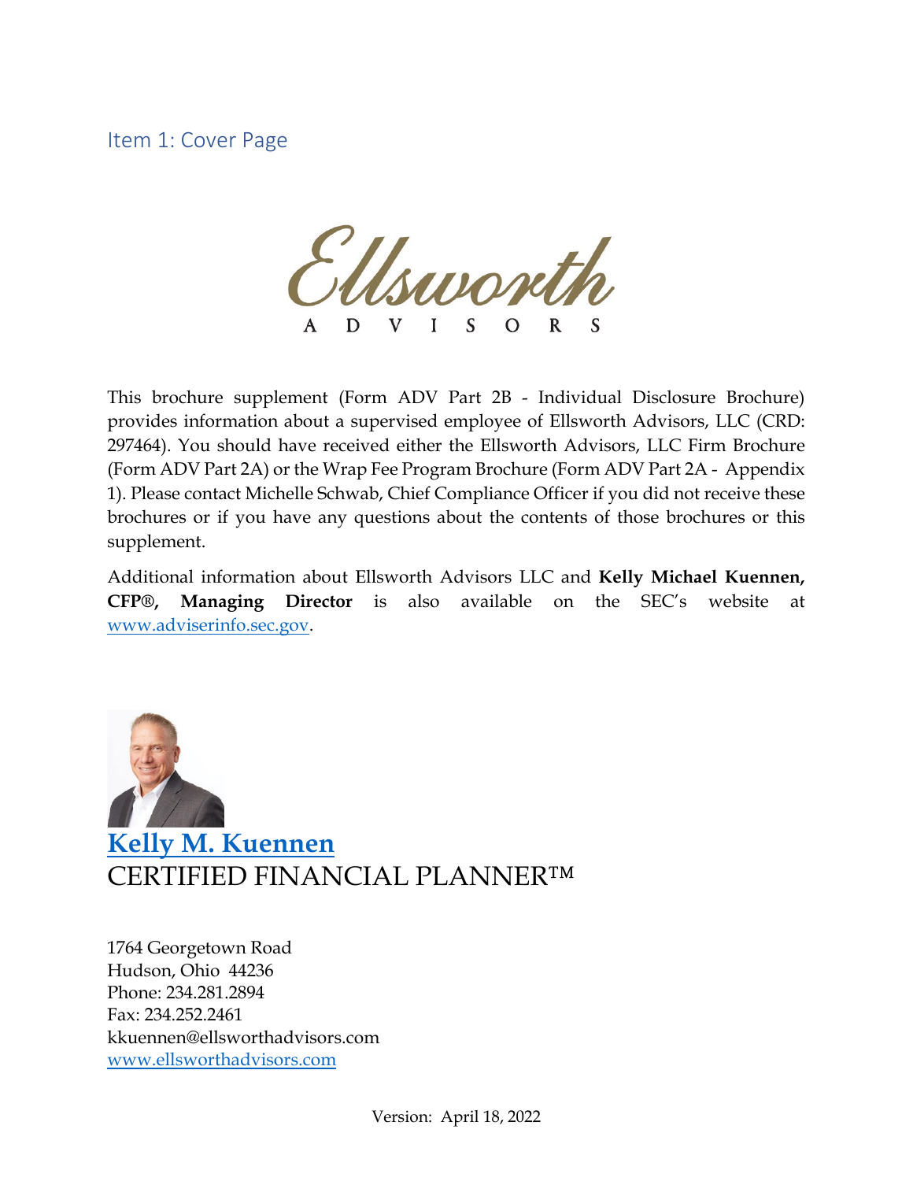## Item 1: Cover Page

Ellsworth
A D V I S O R S

This brochure supplement (Form ADV Part 2B - Individual Disclosure Brochure) provides information about a supervised employee of Ellsworth Advisors, LLC (CRD: 297464). You should have received either the Ellsworth Advisors, LLC Firm Brochure (Form ADV Part 2A) or the Wrap Fee Program Brochure (Form ADV Part 2A - Appendix 1). Please contact Michelle Schwab, Chief Compliance Officer if you did not receive these brochures or if you have any questions about the contents of those brochures or this supplement.

Additional information about Ellsworth Advisors LLC and **Kelly Michael Kuennen, CFP®, Managing Director** is also available on the SEC's website at www.adviserinfo.sec.gov.

**Kelly M. Kuennen**
CERTIFIED FINANCIAL PLANNER™

1764 Georgetown Road
Hudson, Ohio 44236
Phone: 234.281.2894
Fax: 234.252.2461
kkuennen@ellsworthadvisors.com
www.ellsworthadvisors.com

Version: April 18, 2022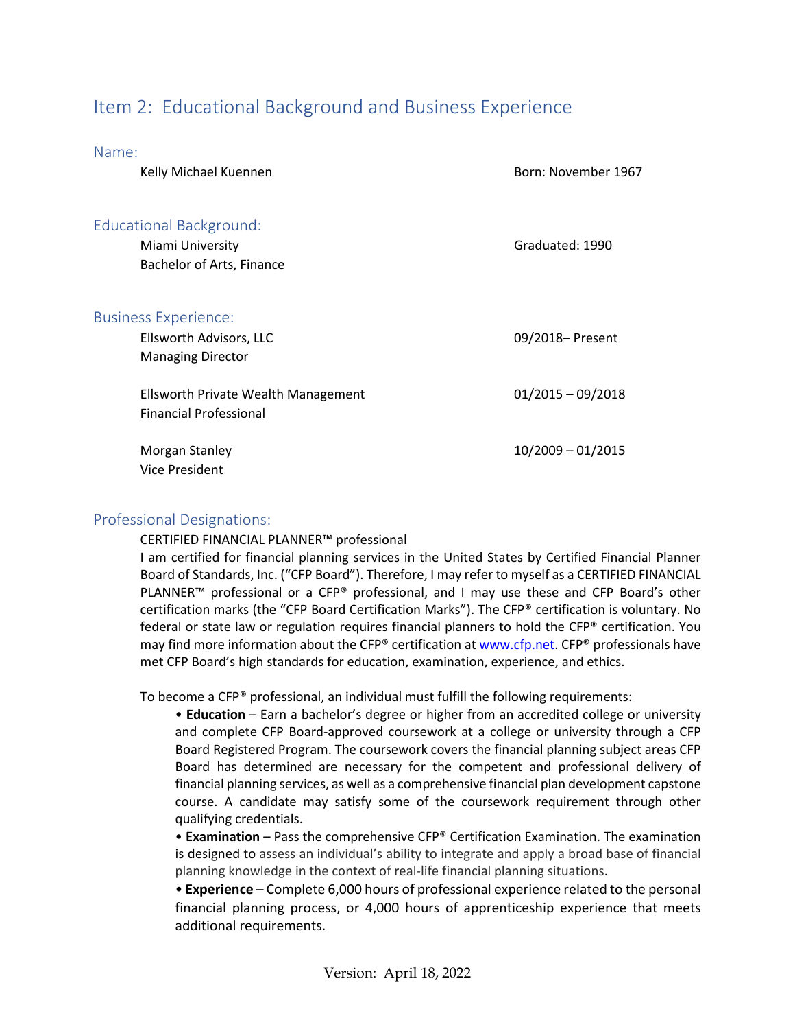# Item 2: Educational Background and Business Experience

## Name:

Kelly Michael Kuennen — Born: November 1967

## Educational Background:

Miami University — Graduated: 1990
Bachelor of Arts, Finance

## Business Experience:

Ellsworth Advisors, LLC — 09/2018– Present
Managing Director

Ellsworth Private Wealth Management — 01/2015 – 09/2018
Financial Professional

Morgan Stanley — 10/2009 – 01/2015
Vice President

## Professional Designations:

CERTIFIED FINANCIAL PLANNER™ professional

I am certified for financial planning services in the United States by Certified Financial Planner Board of Standards, Inc. ("CFP Board"). Therefore, I may refer to myself as a CERTIFIED FINANCIAL PLANNER™ professional or a CFP® professional, and I may use these and CFP Board's other certification marks (the "CFP Board Certification Marks"). The CFP® certification is voluntary. No federal or state law or regulation requires financial planners to hold the CFP® certification. You may find more information about the CFP® certification at www.cfp.net. CFP® professionals have met CFP Board's high standards for education, examination, experience, and ethics.

To become a CFP® professional, an individual must fulfill the following requirements:

- **Education** – Earn a bachelor's degree or higher from an accredited college or university and complete CFP Board-approved coursework at a college or university through a CFP Board Registered Program. The coursework covers the financial planning subject areas CFP Board has determined are necessary for the competent and professional delivery of financial planning services, as well as a comprehensive financial plan development capstone course. A candidate may satisfy some of the coursework requirement through other qualifying credentials.
- **Examination** – Pass the comprehensive CFP® Certification Examination. The examination is designed to assess an individual's ability to integrate and apply a broad base of financial planning knowledge in the context of real-life financial planning situations.
- **Experience** – Complete 6,000 hours of professional experience related to the personal financial planning process, or 4,000 hours of apprenticeship experience that meets additional requirements.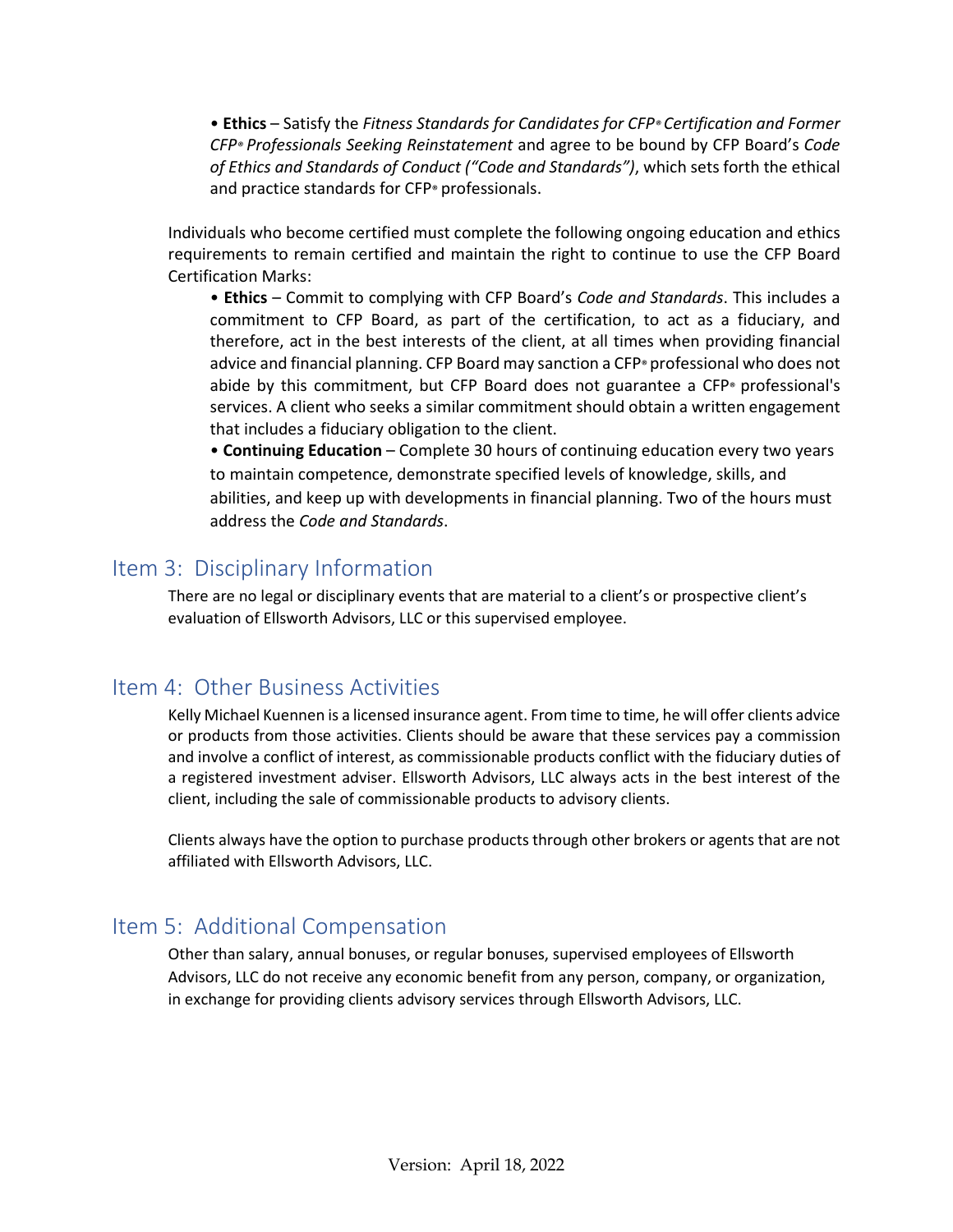• **Ethics** – Satisfy the *Fitness Standards for Candidates for CFP® Certification and Former CFP® Professionals Seeking Reinstatement* and agree to be bound by CFP Board's *Code of Ethics and Standards of Conduct ("Code and Standards")*, which sets forth the ethical and practice standards for CFP® professionals.

Individuals who become certified must complete the following ongoing education and ethics requirements to remain certified and maintain the right to continue to use the CFP Board Certification Marks:

• **Ethics** – Commit to complying with CFP Board's *Code and Standards*. This includes a commitment to CFP Board, as part of the certification, to act as a fiduciary, and therefore, act in the best interests of the client, at all times when providing financial advice and financial planning. CFP Board may sanction a CFP® professional who does not abide by this commitment, but CFP Board does not guarantee a CFP® professional's services. A client who seeks a similar commitment should obtain a written engagement that includes a fiduciary obligation to the client.

• **Continuing Education** – Complete 30 hours of continuing education every two years to maintain competence, demonstrate specified levels of knowledge, skills, and abilities, and keep up with developments in financial planning. Two of the hours must address the *Code and Standards*.

## Item 3: Disciplinary Information

There are no legal or disciplinary events that are material to a client's or prospective client's evaluation of Ellsworth Advisors, LLC or this supervised employee.

## Item 4: Other Business Activities

Kelly Michael Kuennen is a licensed insurance agent. From time to time, he will offer clients advice or products from those activities. Clients should be aware that these services pay a commission and involve a conflict of interest, as commissionable products conflict with the fiduciary duties of a registered investment adviser. Ellsworth Advisors, LLC always acts in the best interest of the client, including the sale of commissionable products to advisory clients.

Clients always have the option to purchase products through other brokers or agents that are not affiliated with Ellsworth Advisors, LLC.

## Item 5: Additional Compensation

Other than salary, annual bonuses, or regular bonuses, supervised employees of Ellsworth Advisors, LLC do not receive any economic benefit from any person, company, or organization, in exchange for providing clients advisory services through Ellsworth Advisors, LLC.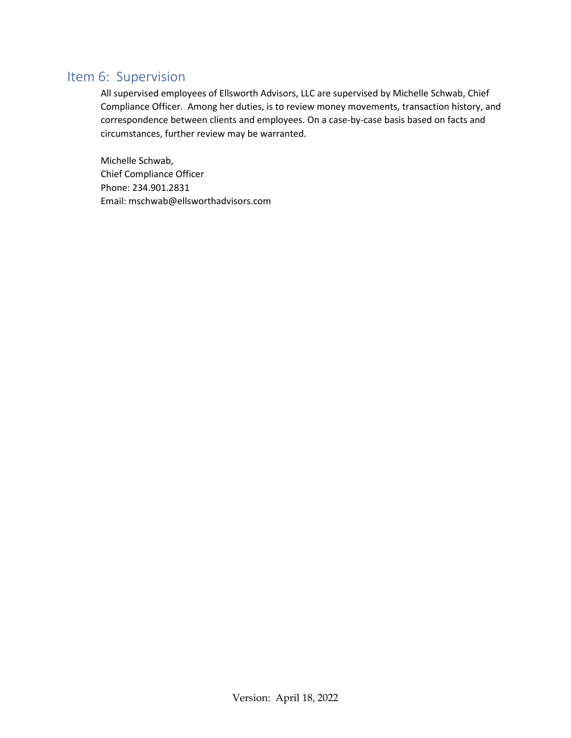## Item 6: Supervision

All supervised employees of Ellsworth Advisors, LLC are supervised by Michelle Schwab, Chief Compliance Officer. Among her duties, is to review money movements, transaction history, and correspondence between clients and employees. On a case-by-case basis based on facts and circumstances, further review may be warranted.

Michelle Schwab,
Chief Compliance Officer
Phone: 234.901.2831
Email: mschwab@ellsworthadvisors.com

Version: April 18, 2022